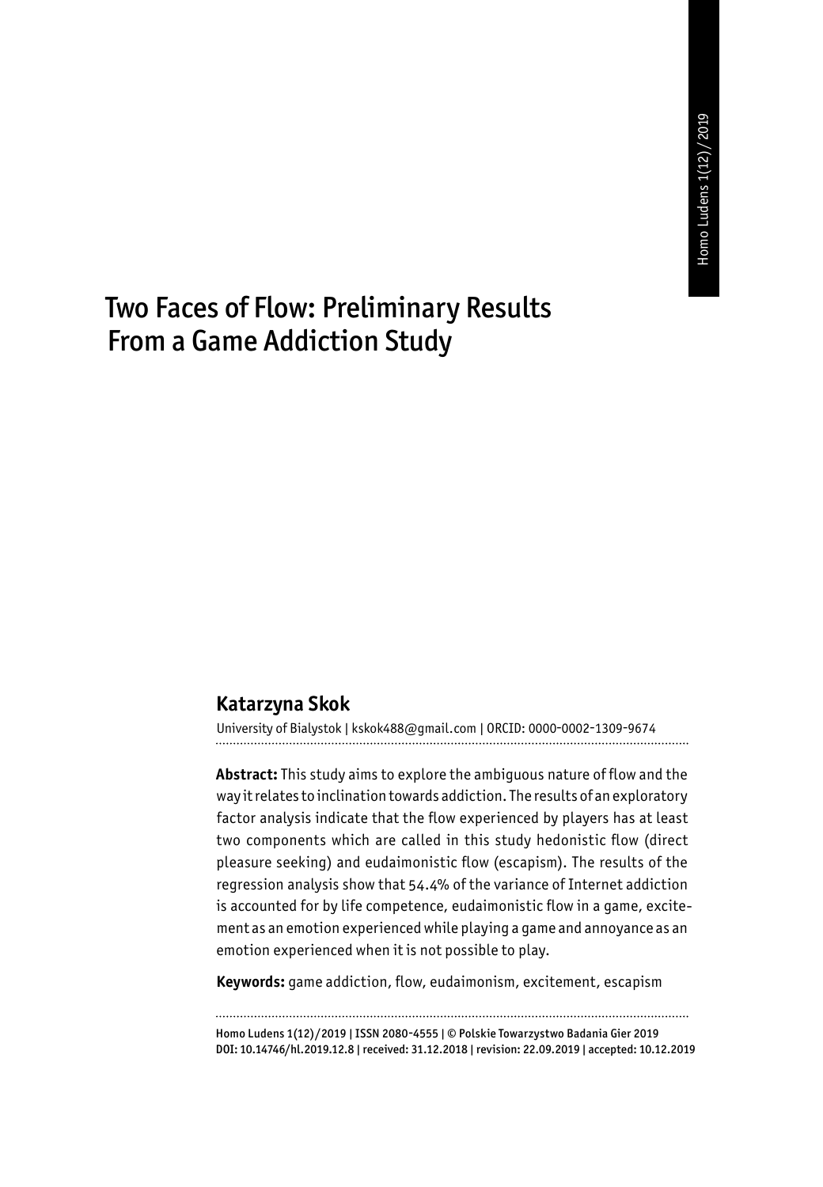# Two Faces of Flow: Preliminary Results From a Game Addiction Study

## Katarzyna Skok

University of Bialystok | kskok488@gmail.com | ORCID: 0000-0002-1309-9674

**Abstract:** This study aims to explore the ambiguous nature of flow and the way it relates to inclination towards addiction. The results of an exploratory factor analysis indicate that the flow experienced by players has at least two components which are called in this study hedonistic flow (direct pleasure seeking) and eudaimonistic flow (escapism). The results of the regression analysis show that 54.4% of the variance of Internet addiction is accounted for by life competence, eudaimonistic flow in a game, excitement as an emotion experienced while playing a game and annoyance as an emotion experienced when it is not possible to play.

**Keywords:** game addiction, flow, eudaimonism, excitement, escapism

Homo Ludens 1(12)/2019 | ISSN 2080-4555 | © Polskie Towarzystwo Badania Gier 2019
DOI: 10.14746/hl.2019.12.8 | received: 31.12.2018 | revision: 22.09.2019 | accepted: 10.12.2019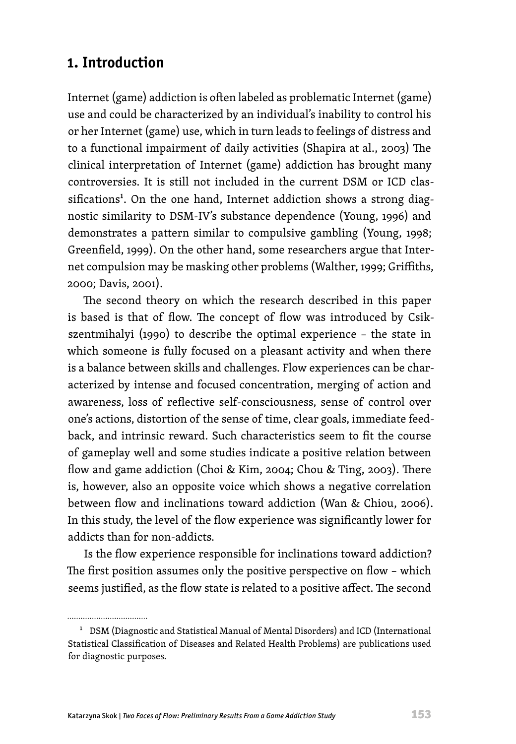## 1. Introduction

Internet (game) addiction is often labeled as problematic Internet (game) use and could be characterized by an individual's inability to control his or her Internet (game) use, which in turn leads to feelings of distress and to a functional impairment of daily activities (Shapira at al., 2003) The clinical interpretation of Internet (game) addiction has brought many controversies. It is still not included in the current DSM or ICD classifications[1]. On the one hand, Internet addiction shows a strong diagnostic similarity to DSM-IV's substance dependence (Young, 1996) and demonstrates a pattern similar to compulsive gambling (Young, 1998; Greenfield, 1999). On the other hand, some researchers argue that Internet compulsion may be masking other problems (Walther, 1999; Griffiths, 2000; Davis, 2001).

The second theory on which the research described in this paper is based is that of flow. The concept of flow was introduced by Csikszentmihalyi (1990) to describe the optimal experience – the state in which someone is fully focused on a pleasant activity and when there is a balance between skills and challenges. Flow experiences can be characterized by intense and focused concentration, merging of action and awareness, loss of reflective self-consciousness, sense of control over one's actions, distortion of the sense of time, clear goals, immediate feedback, and intrinsic reward. Such characteristics seem to fit the course of gameplay well and some studies indicate a positive relation between flow and game addiction (Choi & Kim, 2004; Chou & Ting, 2003). There is, however, also an opposite voice which shows a negative correlation between flow and inclinations toward addiction (Wan & Chiou, 2006). In this study, the level of the flow experience was significantly lower for addicts than for non-addicts.

Is the flow experience responsible for inclinations toward addiction? The first position assumes only the positive perspective on flow – which seems justified, as the flow state is related to a positive affect. The second

[1] DSM (Diagnostic and Statistical Manual of Mental Disorders) and ICD (International Statistical Classification of Diseases and Related Health Problems) are publications used for diagnostic purposes.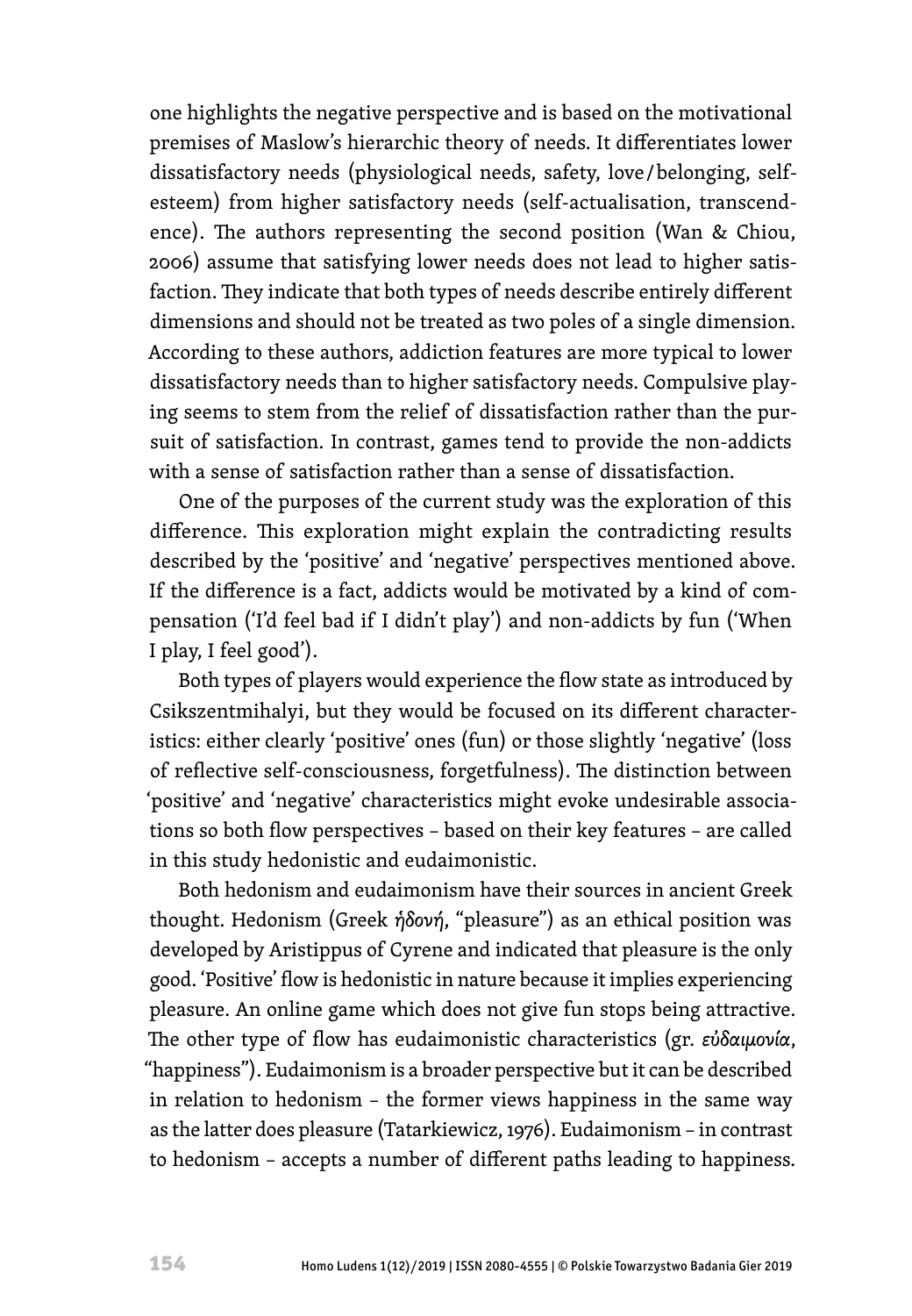one highlights the negative perspective and is based on the motivational premises of Maslow's hierarchic theory of needs. It differentiates lower dissatisfactory needs (physiological needs, safety, love/belonging, self-esteem) from higher satisfactory needs (self-actualisation, transcendence). The authors representing the second position (Wan & Chiou, 2006) assume that satisfying lower needs does not lead to higher satisfaction. They indicate that both types of needs describe entirely different dimensions and should not be treated as two poles of a single dimension. According to these authors, addiction features are more typical to lower dissatisfactory needs than to higher satisfactory needs. Compulsive playing seems to stem from the relief of dissatisfaction rather than the pursuit of satisfaction. In contrast, games tend to provide the non-addicts with a sense of satisfaction rather than a sense of dissatisfaction.

One of the purposes of the current study was the exploration of this difference. This exploration might explain the contradicting results described by the 'positive' and 'negative' perspectives mentioned above. If the difference is a fact, addicts would be motivated by a kind of compensation ('I'd feel bad if I didn't play') and non-addicts by fun ('When I play, I feel good').

Both types of players would experience the flow state as introduced by Csikszentmihalyi, but they would be focused on its different characteristics: either clearly 'positive' ones (fun) or those slightly 'negative' (loss of reflective self-consciousness, forgetfulness). The distinction between 'positive' and 'negative' characteristics might evoke undesirable associations so both flow perspectives – based on their key features – are called in this study hedonistic and eudaimonistic.

Both hedonism and eudaimonism have their sources in ancient Greek thought. Hedonism (Greek *ἡδονή*, "pleasure") as an ethical position was developed by Aristippus of Cyrene and indicated that pleasure is the only good. 'Positive' flow is hedonistic in nature because it implies experiencing pleasure. An online game which does not give fun stops being attractive. The other type of flow has eudaimonistic characteristics (gr. *εὐδαιμονία*, "happiness"). Eudaimonism is a broader perspective but it can be described in relation to hedonism – the former views happiness in the same way as the latter does pleasure (Tatarkiewicz, 1976). Eudaimonism – in contrast to hedonism – accepts a number of different paths leading to happiness.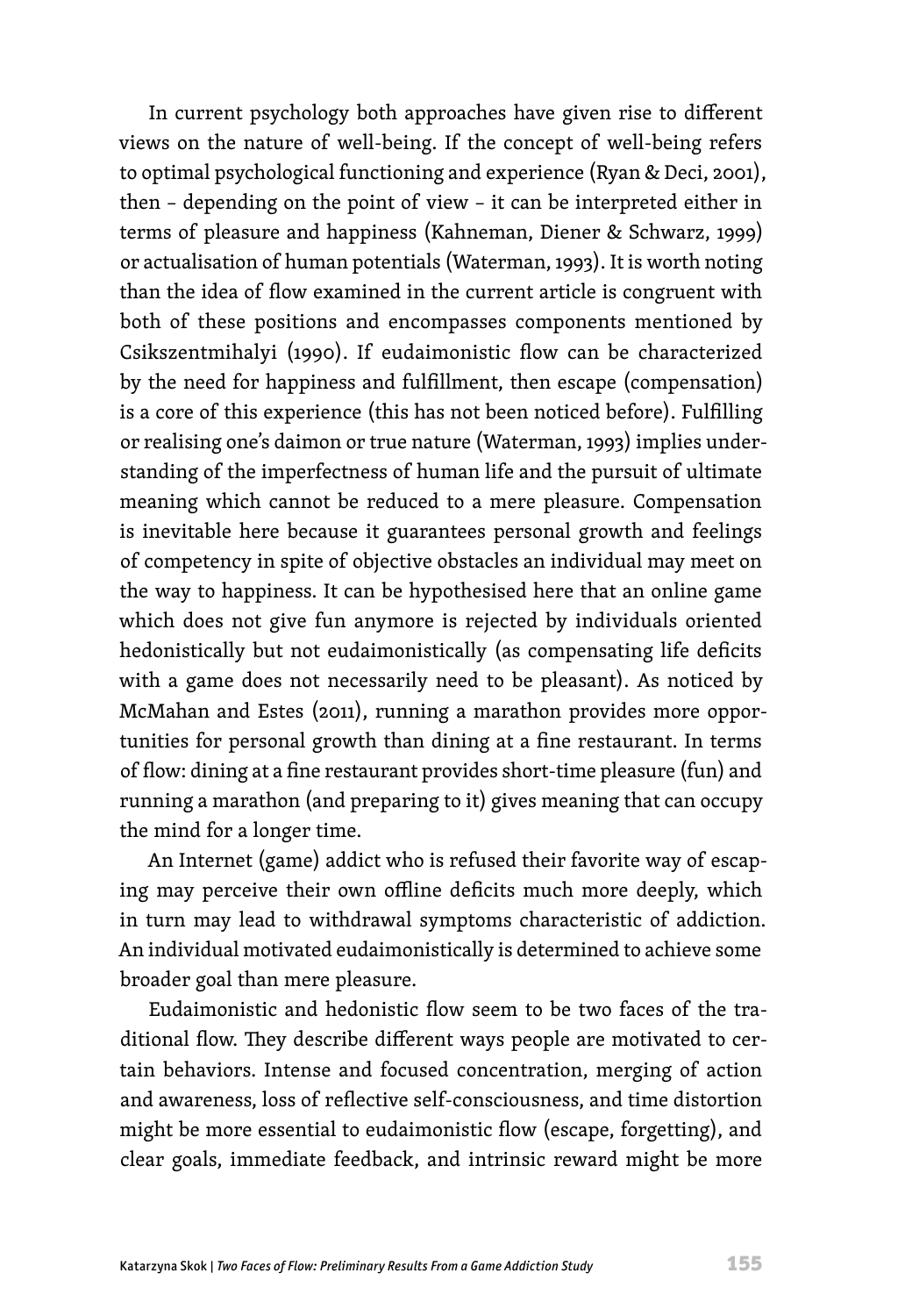In current psychology both approaches have given rise to different views on the nature of well-being. If the concept of well-being refers to optimal psychological functioning and experience (Ryan & Deci, 2001), then – depending on the point of view – it can be interpreted either in terms of pleasure and happiness (Kahneman, Diener & Schwarz, 1999) or actualisation of human potentials (Waterman, 1993). It is worth noting than the idea of flow examined in the current article is congruent with both of these positions and encompasses components mentioned by Csikszentmihalyi (1990). If eudaimonistic flow can be characterized by the need for happiness and fulfillment, then escape (compensation) is a core of this experience (this has not been noticed before). Fulfilling or realising one's daimon or true nature (Waterman, 1993) implies understanding of the imperfectness of human life and the pursuit of ultimate meaning which cannot be reduced to a mere pleasure. Compensation is inevitable here because it guarantees personal growth and feelings of competency in spite of objective obstacles an individual may meet on the way to happiness. It can be hypothesised here that an online game which does not give fun anymore is rejected by individuals oriented hedonistically but not eudaimonistically (as compensating life deficits with a game does not necessarily need to be pleasant). As noticed by McMahan and Estes (2011), running a marathon provides more opportunities for personal growth than dining at a fine restaurant. In terms of flow: dining at a fine restaurant provides short-time pleasure (fun) and running a marathon (and preparing to it) gives meaning that can occupy the mind for a longer time.

An Internet (game) addict who is refused their favorite way of escaping may perceive their own offline deficits much more deeply, which in turn may lead to withdrawal symptoms characteristic of addiction. An individual motivated eudaimonistically is determined to achieve some broader goal than mere pleasure.

Eudaimonistic and hedonistic flow seem to be two faces of the traditional flow. They describe different ways people are motivated to certain behaviors. Intense and focused concentration, merging of action and awareness, loss of reflective self-consciousness, and time distortion might be more essential to eudaimonistic flow (escape, forgetting), and clear goals, immediate feedback, and intrinsic reward might be more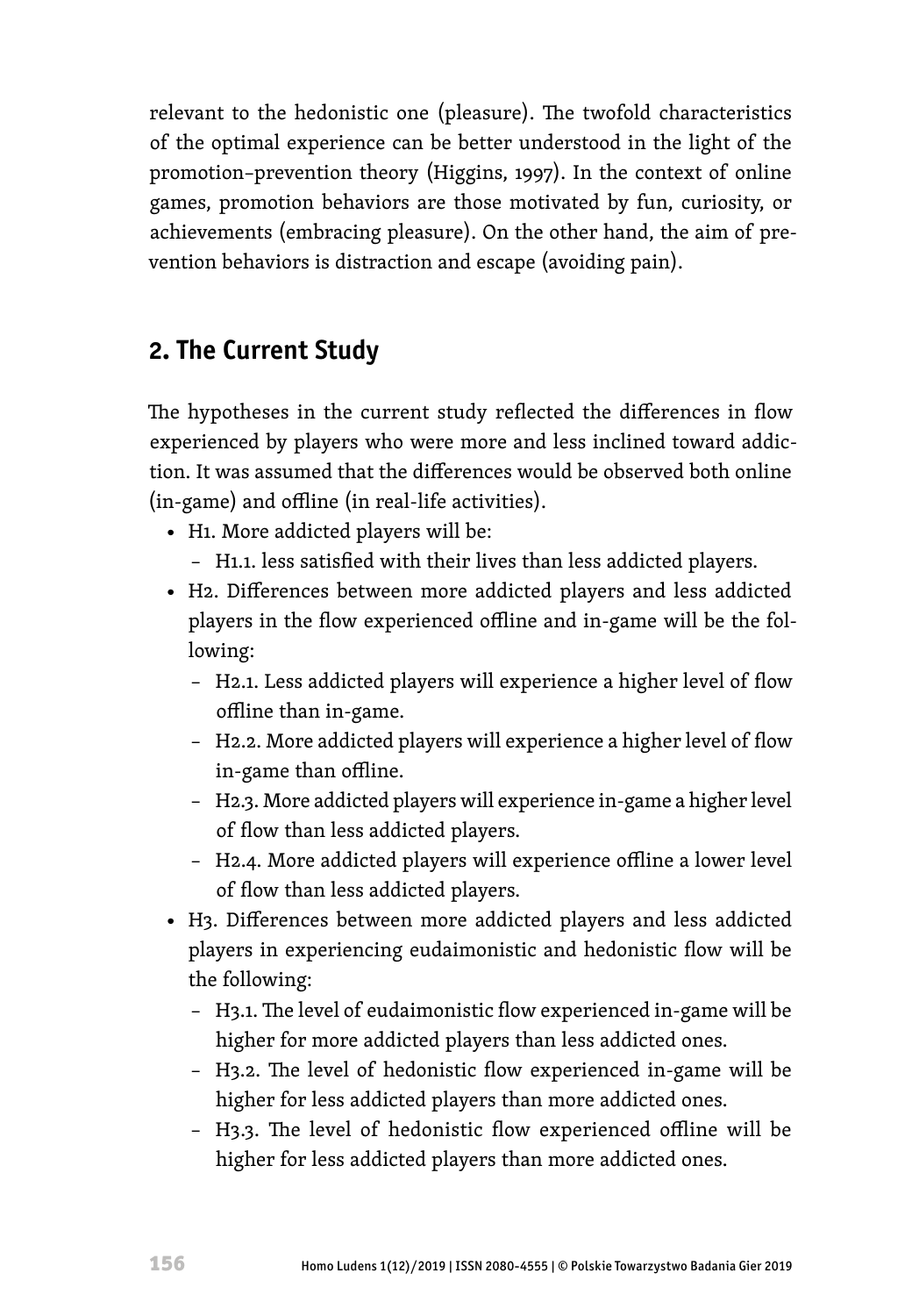relevant to the hedonistic one (pleasure). The twofold characteristics of the optimal experience can be better understood in the light of the promotion–prevention theory (Higgins, 1997). In the context of online games, promotion behaviors are those motivated by fun, curiosity, or achievements (embracing pleasure). On the other hand, the aim of prevention behaviors is distraction and escape (avoiding pain).

## 2. The Current Study

The hypotheses in the current study reflected the differences in flow experienced by players who were more and less inclined toward addiction. It was assumed that the differences would be observed both online (in-game) and offline (in real-life activities).

- H1. More addicted players will be:
  - H1.1. less satisfied with their lives than less addicted players.
- H2. Differences between more addicted players and less addicted players in the flow experienced offline and in-game will be the following:
  - H2.1. Less addicted players will experience a higher level of flow offline than in-game.
  - H2.2. More addicted players will experience a higher level of flow in-game than offline.
  - H2.3. More addicted players will experience in-game a higher level of flow than less addicted players.
  - H2.4. More addicted players will experience offline a lower level of flow than less addicted players.
- H3. Differences between more addicted players and less addicted players in experiencing eudaimonistic and hedonistic flow will be the following:
  - H3.1. The level of eudaimonistic flow experienced in-game will be higher for more addicted players than less addicted ones.
  - H3.2. The level of hedonistic flow experienced in-game will be higher for less addicted players than more addicted ones.
  - H3.3. The level of hedonistic flow experienced offline will be higher for less addicted players than more addicted ones.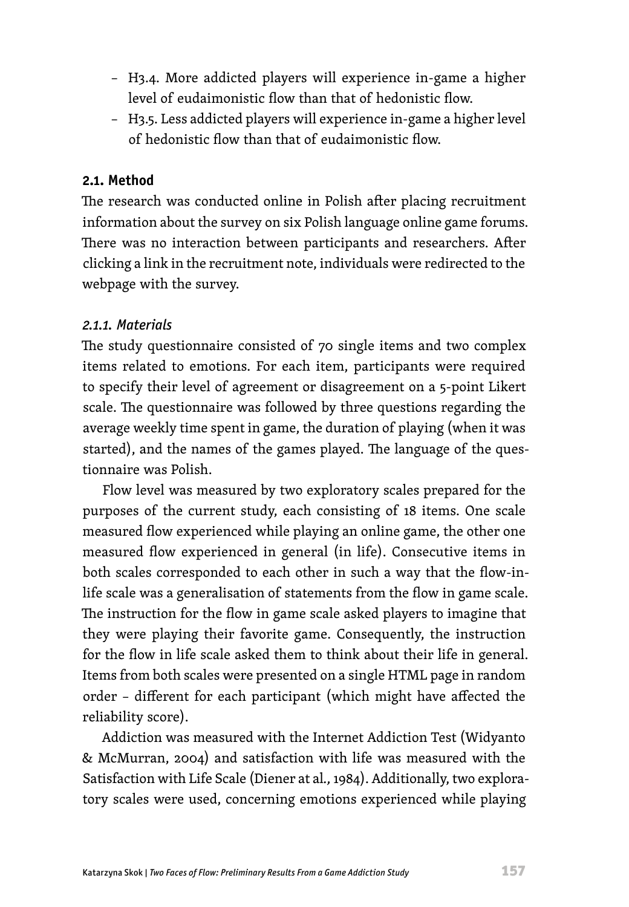- H3.4. More addicted players will experience in-game a higher level of eudaimonistic flow than that of hedonistic flow.
- H3.5. Less addicted players will experience in-game a higher level of hedonistic flow than that of eudaimonistic flow.

### 2.1. Method

The research was conducted online in Polish after placing recruitment information about the survey on six Polish language online game forums. There was no interaction between participants and researchers. After clicking a link in the recruitment note, individuals were redirected to the webpage with the survey.

#### *2.1.1. Materials*

The study questionnaire consisted of 70 single items and two complex items related to emotions. For each item, participants were required to specify their level of agreement or disagreement on a 5-point Likert scale. The questionnaire was followed by three questions regarding the average weekly time spent in game, the duration of playing (when it was started), and the names of the games played. The language of the questionnaire was Polish.

Flow level was measured by two exploratory scales prepared for the purposes of the current study, each consisting of 18 items. One scale measured flow experienced while playing an online game, the other one measured flow experienced in general (in life). Consecutive items in both scales corresponded to each other in such a way that the flow-in-life scale was a generalisation of statements from the flow in game scale. The instruction for the flow in game scale asked players to imagine that they were playing their favorite game. Consequently, the instruction for the flow in life scale asked them to think about their life in general. Items from both scales were presented on a single HTML page in random order – different for each participant (which might have affected the reliability score).

Addiction was measured with the Internet Addiction Test (Widyanto & McMurran, 2004) and satisfaction with life was measured with the Satisfaction with Life Scale (Diener at al., 1984). Additionally, two exploratory scales were used, concerning emotions experienced while playing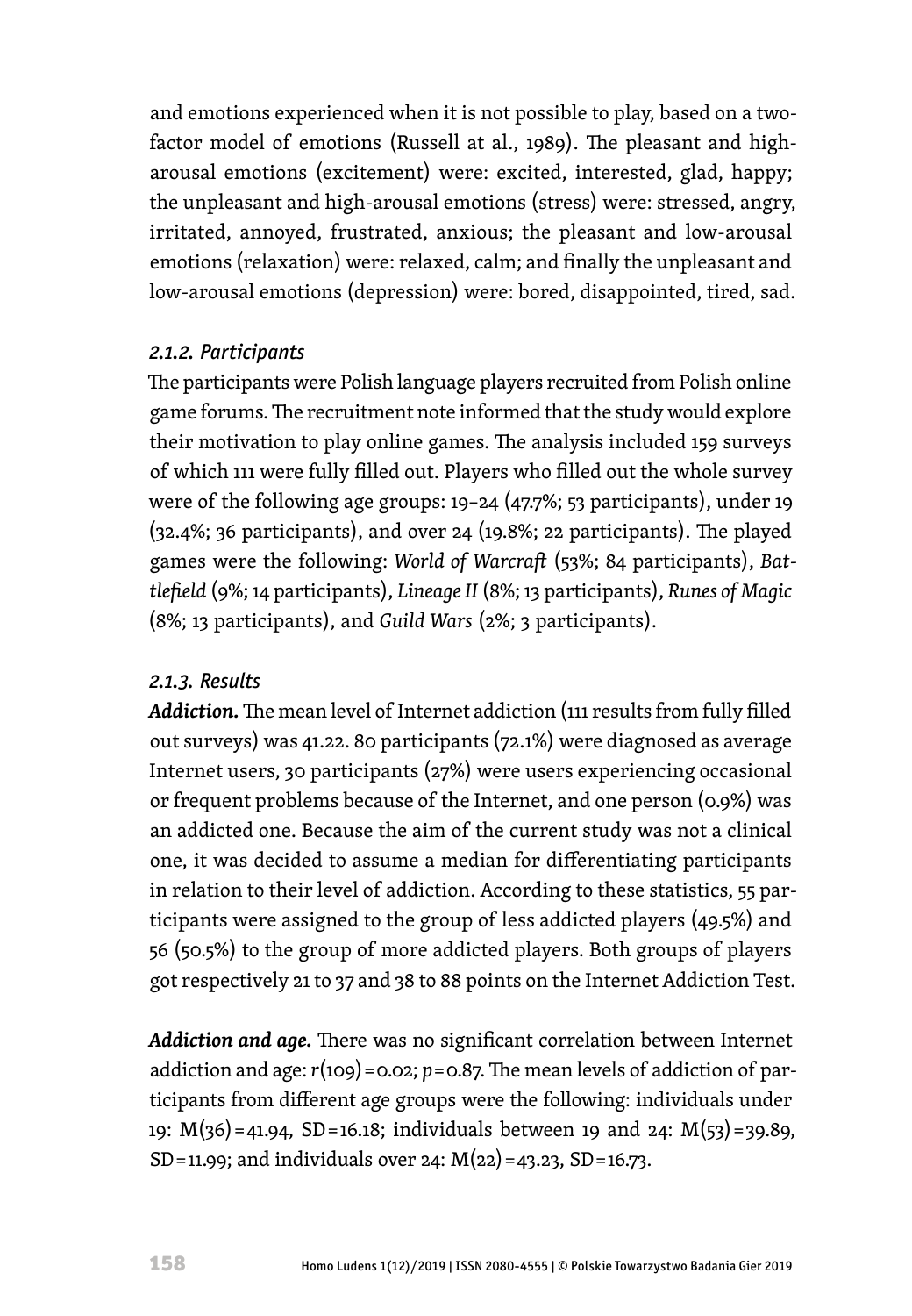and emotions experienced when it is not possible to play, based on a two-factor model of emotions (Russell at al., 1989). The pleasant and high-arousal emotions (excitement) were: excited, interested, glad, happy; the unpleasant and high-arousal emotions (stress) were: stressed, angry, irritated, annoyed, frustrated, anxious; the pleasant and low-arousal emotions (relaxation) were: relaxed, calm; and finally the unpleasant and low-arousal emotions (depression) were: bored, disappointed, tired, sad.

### *2.1.2. Participants*

The participants were Polish language players recruited from Polish online game forums. The recruitment note informed that the study would explore their motivation to play online games. The analysis included 159 surveys of which 111 were fully filled out. Players who filled out the whole survey were of the following age groups: 19–24 (47.7%; 53 participants), under 19 (32.4%; 36 participants), and over 24 (19.8%; 22 participants). The played games were the following: *World of Warcraft* (53%; 84 participants), *Battlefield* (9%; 14 participants), *Lineage II* (8%; 13 participants), *Runes of Magic* (8%; 13 participants), and *Guild Wars* (2%; 3 participants).

### *2.1.3. Results*

***Addiction.*** The mean level of Internet addiction (111 results from fully filled out surveys) was 41.22. 80 participants (72.1%) were diagnosed as average Internet users, 30 participants (27%) were users experiencing occasional or frequent problems because of the Internet, and one person (0.9%) was an addicted one. Because the aim of the current study was not a clinical one, it was decided to assume a median for differentiating participants in relation to their level of addiction. According to these statistics, 55 participants were assigned to the group of less addicted players (49.5%) and 56 (50.5%) to the group of more addicted players. Both groups of players got respectively 21 to 37 and 38 to 88 points on the Internet Addiction Test.

***Addiction and age.*** There was no significant correlation between Internet addiction and age: $r(109) = 0.02$; $p = 0.87$. The mean levels of addiction of participants from different age groups were the following: individuals under 19: $M(36) = 41.94$, $SD = 16.18$; individuals between 19 and 24: $M(53) = 39.89$, $SD = 11.99$; and individuals over 24: $M(22) = 43.23$, $SD = 16.73$.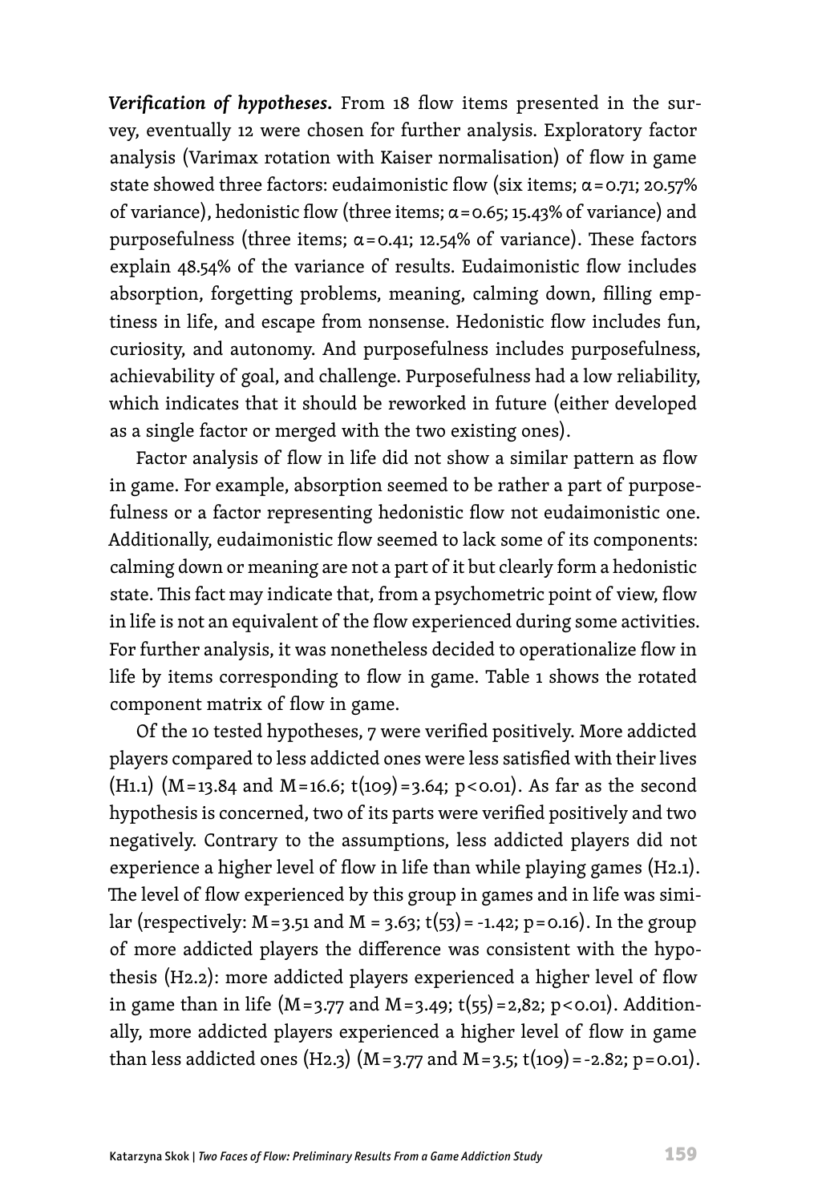***Verification of hypotheses.*** From 18 flow items presented in the survey, eventually 12 were chosen for further analysis. Exploratory factor analysis (Varimax rotation with Kaiser normalisation) of flow in game state showed three factors: eudaimonistic flow (six items; $\alpha = 0.71$; 20.57% of variance), hedonistic flow (three items; $\alpha = 0.65$; 15.43% of variance) and purposefulness (three items; $\alpha = 0.41$; 12.54% of variance). These factors explain 48.54% of the variance of results. Eudaimonistic flow includes absorption, forgetting problems, meaning, calming down, filling emptiness in life, and escape from nonsense. Hedonistic flow includes fun, curiosity, and autonomy. And purposefulness includes purposefulness, achievability of goal, and challenge. Purposefulness had a low reliability, which indicates that it should be reworked in future (either developed as a single factor or merged with the two existing ones).

Factor analysis of flow in life did not show a similar pattern as flow in game. For example, absorption seemed to be rather a part of purposefulness or a factor representing hedonistic flow not eudaimonistic one. Additionally, eudaimonistic flow seemed to lack some of its components: calming down or meaning are not a part of it but clearly form a hedonistic state. This fact may indicate that, from a psychometric point of view, flow in life is not an equivalent of the flow experienced during some activities. For further analysis, it was nonetheless decided to operationalize flow in life by items corresponding to flow in game. Table 1 shows the rotated component matrix of flow in game.

Of the 10 tested hypotheses, 7 were verified positively. More addicted players compared to less addicted ones were less satisfied with their lives (H1.1) ($M = 13.84$ and $M = 16.6$; $t(109) = 3.64$; $p < 0.01$). As far as the second hypothesis is concerned, two of its parts were verified positively and two negatively. Contrary to the assumptions, less addicted players did not experience a higher level of flow in life than while playing games (H2.1). The level of flow experienced by this group in games and in life was similar (respectively: $M = 3.51$ and $M = 3.63$; $t(53) = -1.42$; $p = 0.16$). In the group of more addicted players the difference was consistent with the hypothesis (H2.2): more addicted players experienced a higher level of flow in game than in life ($M = 3.77$ and $M = 3.49$; $t(55) = 2{,}82$; $p < 0.01$). Additionally, more addicted players experienced a higher level of flow in game than less addicted ones (H2.3) ($M = 3.77$ and $M = 3.5$; $t(109) = -2.82$; $p = 0.01$).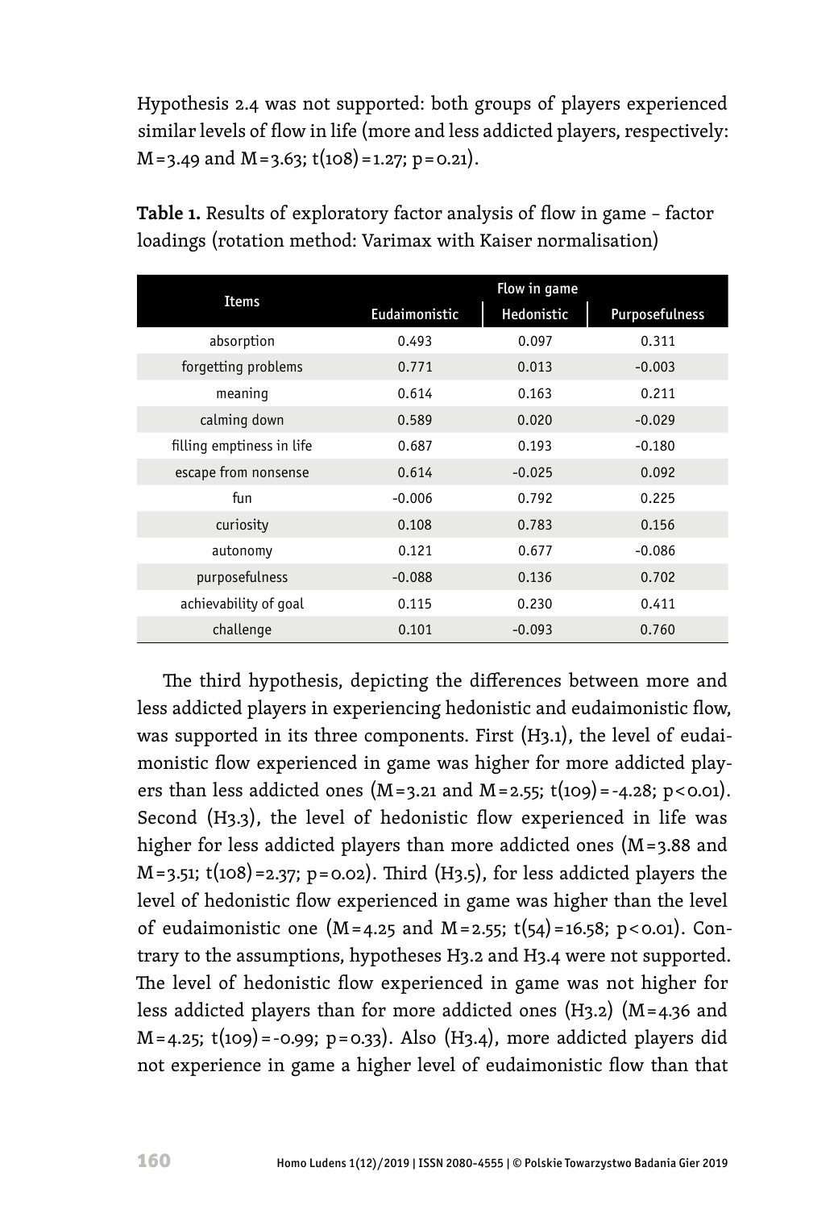Hypothesis 2.4 was not supported: both groups of players experienced similar levels of flow in life (more and less addicted players, respectively: $M=3.49$ and $M=3.63$; $t(108)=1.27$; $p=0.21$).

**Table 1.** Results of exploratory factor analysis of flow in game – factor loadings (rotation method: Varimax with Kaiser normalisation)

| Items | Flow in game | | |
|---|---|---|---|
| | Eudaimonistic | Hedonistic | Purposefulness |
| absorption | 0.493 | 0.097 | 0.311 |
| forgetting problems | 0.771 | 0.013 | -0.003 |
| meaning | 0.614 | 0.163 | 0.211 |
| calming down | 0.589 | 0.020 | -0.029 |
| filling emptiness in life | 0.687 | 0.193 | -0.180 |
| escape from nonsense | 0.614 | -0.025 | 0.092 |
| fun | -0.006 | 0.792 | 0.225 |
| curiosity | 0.108 | 0.783 | 0.156 |
| autonomy | 0.121 | 0.677 | -0.086 |
| purposefulness | -0.088 | 0.136 | 0.702 |
| achievability of goal | 0.115 | 0.230 | 0.411 |
| challenge | 0.101 | -0.093 | 0.760 |

The third hypothesis, depicting the differences between more and less addicted players in experiencing hedonistic and eudaimonistic flow, was supported in its three components. First (H3.1), the level of eudaimonistic flow experienced in game was higher for more addicted players than less addicted ones ($M=3.21$ and $M=2.55$; $t(109)=-4.28$; $p<0.01$). Second (H3.3), the level of hedonistic flow experienced in life was higher for less addicted players than more addicted ones ($M=3.88$ and $M=3.51$; $t(108)=2.37$; $p=0.02$). Third (H3.5), for less addicted players the level of hedonistic flow experienced in game was higher than the level of eudaimonistic one ($M=4.25$ and $M=2.55$; $t(54)=16.58$; $p<0.01$). Contrary to the assumptions, hypotheses H3.2 and H3.4 were not supported. The level of hedonistic flow experienced in game was not higher for less addicted players than for more addicted ones (H3.2) ($M=4.36$ and $M=4.25$; $t(109)=-0.99$; $p=0.33$). Also (H3.4), more addicted players did not experience in game a higher level of eudaimonistic flow than that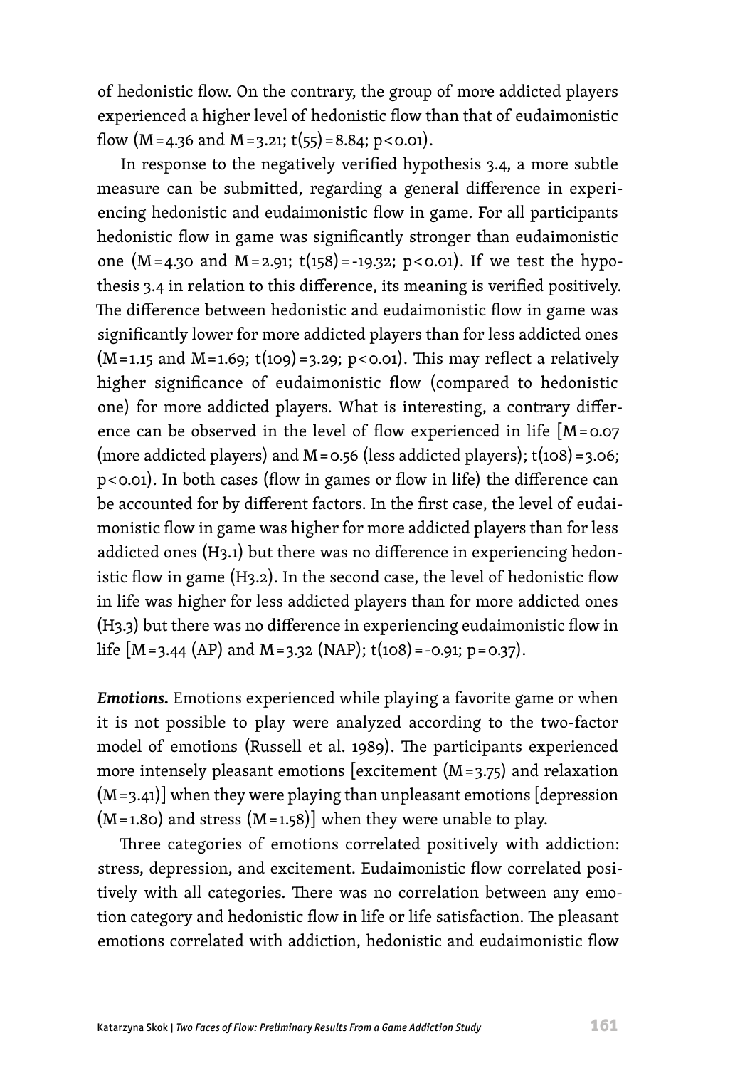of hedonistic flow. On the contrary, the group of more addicted players experienced a higher level of hedonistic flow than that of eudaimonistic flow ($M=4.36$ and $M=3.21$; $t(55)=8.84$; $p<0.01$).

In response to the negatively verified hypothesis 3.4, a more subtle measure can be submitted, regarding a general difference in experiencing hedonistic and eudaimonistic flow in game. For all participants hedonistic flow in game was significantly stronger than eudaimonistic one ($M=4.30$ and $M=2.91$; $t(158)=-19.32$; $p<0.01$). If we test the hypothesis 3.4 in relation to this difference, its meaning is verified positively. The difference between hedonistic and eudaimonistic flow in game was significantly lower for more addicted players than for less addicted ones ($M=1.15$ and $M=1.69$; $t(109)=3.29$; $p<0.01$). This may reflect a relatively higher significance of eudaimonistic flow (compared to hedonistic one) for more addicted players. What is interesting, a contrary difference can be observed in the level of flow experienced in life [$M=0.07$ (more addicted players) and $M=0.56$ (less addicted players); $t(108)=3.06$; $p<0.01$). In both cases (flow in games or flow in life) the difference can be accounted for by different factors. In the first case, the level of eudaimonistic flow in game was higher for more addicted players than for less addicted ones (H3.1) but there was no difference in experiencing hedonistic flow in game (H3.2). In the second case, the level of hedonistic flow in life was higher for less addicted players than for more addicted ones (H3.3) but there was no difference in experiencing eudaimonistic flow in life [$M=3.44$ (AP) and $M=3.32$ (NAP); $t(108)=-0.91$; $p=0.37$).

***Emotions.*** Emotions experienced while playing a favorite game or when it is not possible to play were analyzed according to the two-factor model of emotions (Russell et al. 1989). The participants experienced more intensely pleasant emotions [excitement ($M=3.75$) and relaxation ($M=3.41$)] when they were playing than unpleasant emotions [depression ($M=1.80$) and stress ($M=1.58$)] when they were unable to play.

Three categories of emotions correlated positively with addiction: stress, depression, and excitement. Eudaimonistic flow correlated positively with all categories. There was no correlation between any emotion category and hedonistic flow in life or life satisfaction. The pleasant emotions correlated with addiction, hedonistic and eudaimonistic flow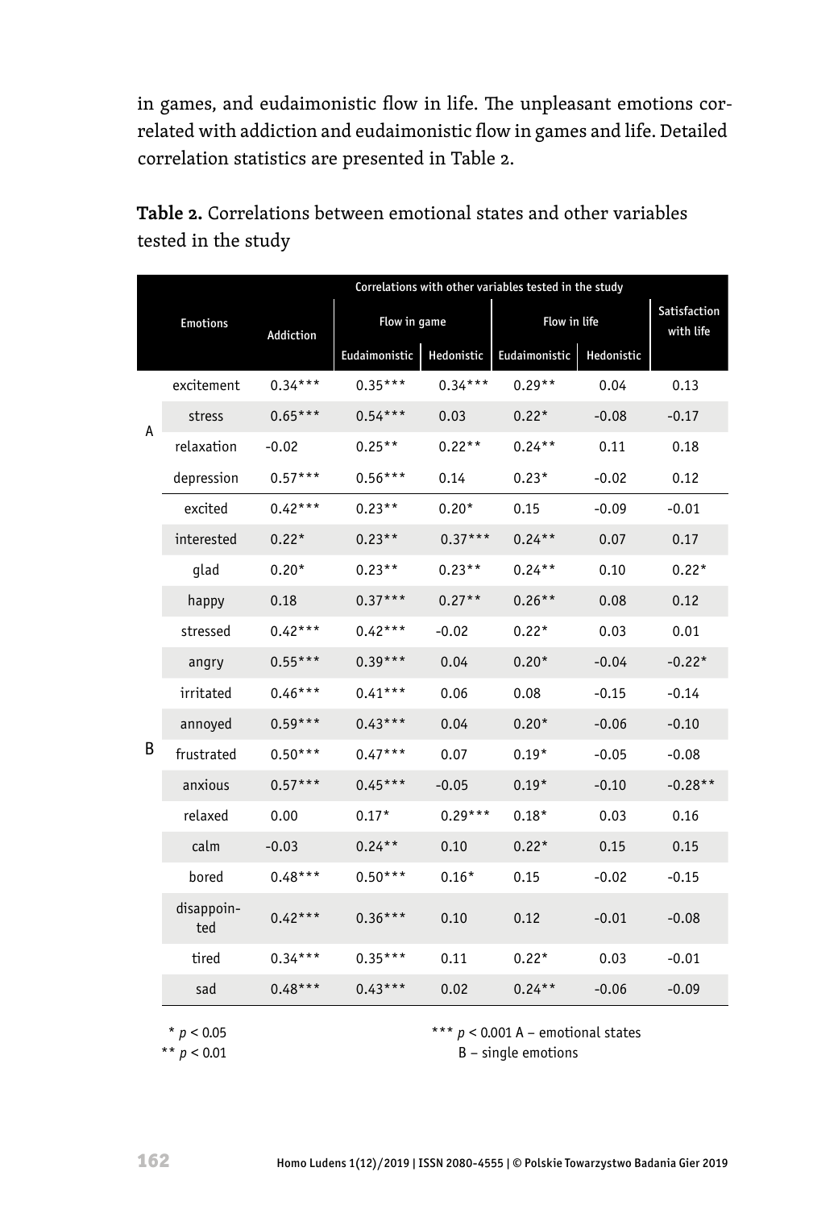in games, and eudaimonistic flow in life. The unpleasant emotions correlated with addiction and eudaimonistic flow in games and life. Detailed correlation statistics are presented in Table 2.

**Table 2.** Correlations between emotional states and other variables tested in the study

| | Emotions | Correlations with other variables tested in the study | | | | | |
|---|---|---|---|---|---|---|---|
| | | Addiction | Flow in game | | Flow in life | | Satisfaction with life |
| | | | Eudaimonistic | Hedonistic | Eudaimonistic | Hedonistic | |
| A | excitement | 0.34*** | 0.35*** | 0.34*** | 0.29** | 0.04 | 0.13 |
| | stress | 0.65*** | 0.54*** | 0.03 | 0.22* | -0.08 | -0.17 |
| | relaxation | -0.02 | 0.25** | 0.22** | 0.24** | 0.11 | 0.18 |
| | depression | 0.57*** | 0.56*** | 0.14 | 0.23* | -0.02 | 0.12 |
| B | excited | 0.42*** | 0.23** | 0.20* | 0.15 | -0.09 | -0.01 |
| | interested | 0.22* | 0.23** | 0.37*** | 0.24** | 0.07 | 0.17 |
| | glad | 0.20* | 0.23** | 0.23** | 0.24** | 0.10 | 0.22* |
| | happy | 0.18 | 0.37*** | 0.27** | 0.26** | 0.08 | 0.12 |
| | stressed | 0.42*** | 0.42*** | -0.02 | 0.22* | 0.03 | 0.01 |
| | angry | 0.55*** | 0.39*** | 0.04 | 0.20* | -0.04 | -0.22* |
| | irritated | 0.46*** | 0.41*** | 0.06 | 0.08 | -0.15 | -0.14 |
| | annoyed | 0.59*** | 0.43*** | 0.04 | 0.20* | -0.06 | -0.10 |
| | frustrated | 0.50*** | 0.47*** | 0.07 | 0.19* | -0.05 | -0.08 |
| | anxious | 0.57*** | 0.45*** | -0.05 | 0.19* | -0.10 | -0.28** |
| | relaxed | 0.00 | 0.17* | 0.29*** | 0.18* | 0.03 | 0.16 |
| | calm | -0.03 | 0.24** | 0.10 | 0.22* | 0.15 | 0.15 |
| | bored | 0.48*** | 0.50*** | 0.16* | 0.15 | -0.02 | -0.15 |
| | disappointed | 0.42*** | 0.36*** | 0.10 | 0.12 | -0.01 | -0.08 |
| | tired | 0.34*** | 0.35*** | 0.11 | 0.22* | 0.03 | -0.01 |
| | sad | 0.48*** | 0.43*** | 0.02 | 0.24** | -0.06 | -0.09 |

* $p < 0.05$
** $p < 0.01$
*** $p < 0.001$
A – emotional states
B – single emotions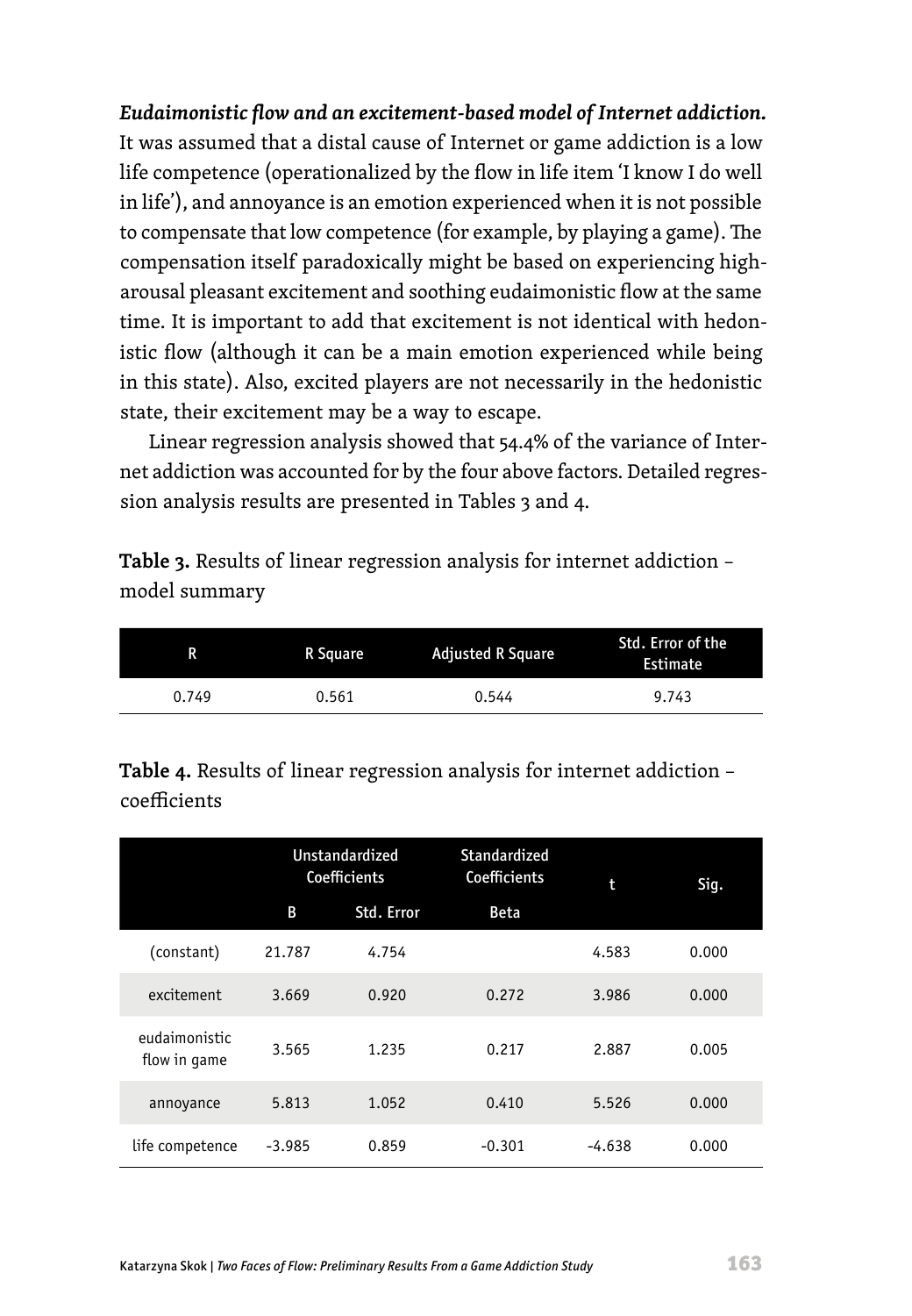***Eudaimonistic flow and an excitement-based model of Internet addiction.*** It was assumed that a distal cause of Internet or game addiction is a low life competence (operationalized by the flow in life item 'I know I do well in life'), and annoyance is an emotion experienced when it is not possible to compensate that low competence (for example, by playing a game). The compensation itself paradoxically might be based on experiencing high-arousal pleasant excitement and soothing eudaimonistic flow at the same time. It is important to add that excitement is not identical with hedonistic flow (although it can be a main emotion experienced while being in this state). Also, excited players are not necessarily in the hedonistic state, their excitement may be a way to escape.

Linear regression analysis showed that 54.4% of the variance of Internet addiction was accounted for by the four above factors. Detailed regression analysis results are presented in Tables 3 and 4.

**Table 3.** Results of linear regression analysis for internet addiction – model summary

| R | R Square | Adjusted R Square | Std. Error of the Estimate |
|---|---|---|---|
| 0.749 | 0.561 | 0.544 | 9.743 |

**Table 4.** Results of linear regression analysis for internet addiction – coefficients

| | Unstandardized Coefficients | | Standardized Coefficients | t | Sig. |
|---|---|---|---|---|---|
| | B | Std. Error | Beta | | |
| (constant) | 21.787 | 4.754 | | 4.583 | 0.000 |
| excitement | 3.669 | 0.920 | 0.272 | 3.986 | 0.000 |
| eudaimonistic flow in game | 3.565 | 1.235 | 0.217 | 2.887 | 0.005 |
| annoyance | 5.813 | 1.052 | 0.410 | 5.526 | 0.000 |
| life competence | -3.985 | 0.859 | -0.301 | -4.638 | 0.000 |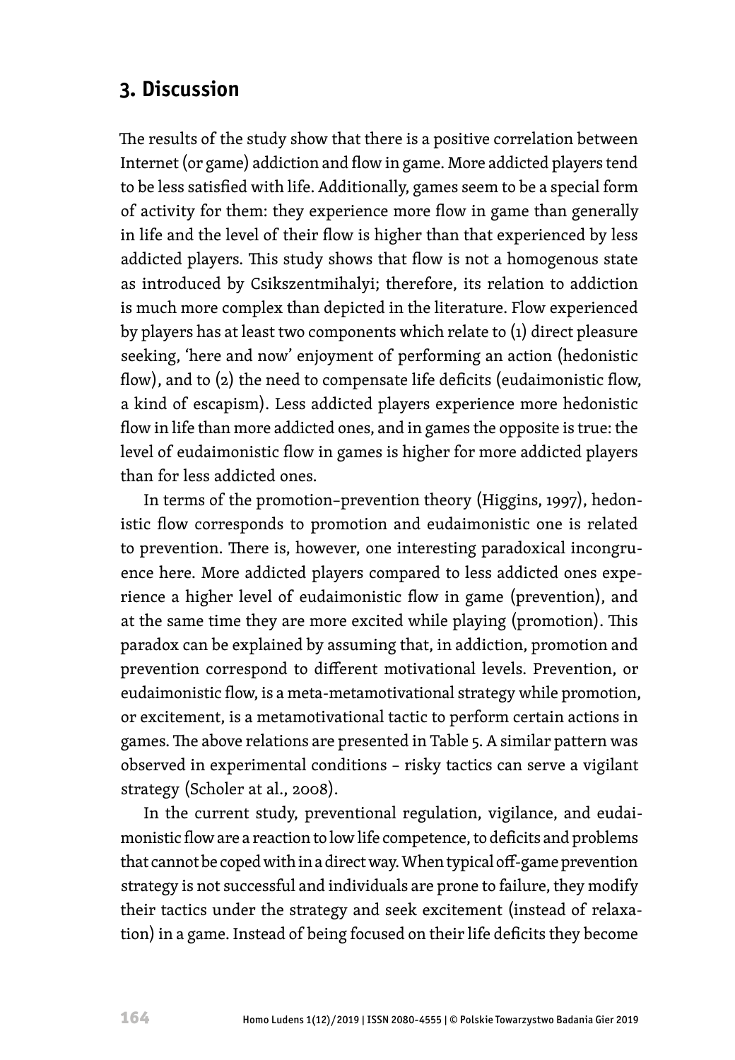## 3. Discussion

The results of the study show that there is a positive correlation between Internet (or game) addiction and flow in game. More addicted players tend to be less satisfied with life. Additionally, games seem to be a special form of activity for them: they experience more flow in game than generally in life and the level of their flow is higher than that experienced by less addicted players. This study shows that flow is not a homogenous state as introduced by Csikszentmihalyi; therefore, its relation to addiction is much more complex than depicted in the literature. Flow experienced by players has at least two components which relate to (1) direct pleasure seeking, 'here and now' enjoyment of performing an action (hedonistic flow), and to (2) the need to compensate life deficits (eudaimonistic flow, a kind of escapism). Less addicted players experience more hedonistic flow in life than more addicted ones, and in games the opposite is true: the level of eudaimonistic flow in games is higher for more addicted players than for less addicted ones.

In terms of the promotion–prevention theory (Higgins, 1997), hedonistic flow corresponds to promotion and eudaimonistic one is related to prevention. There is, however, one interesting paradoxical incongruence here. More addicted players compared to less addicted ones experience a higher level of eudaimonistic flow in game (prevention), and at the same time they are more excited while playing (promotion). This paradox can be explained by assuming that, in addiction, promotion and prevention correspond to different motivational levels. Prevention, or eudaimonistic flow, is a meta-metamotivational strategy while promotion, or excitement, is a metamotivational tactic to perform certain actions in games. The above relations are presented in Table 5. A similar pattern was observed in experimental conditions – risky tactics can serve a vigilant strategy (Scholer at al., 2008).

In the current study, preventional regulation, vigilance, and eudaimonistic flow are a reaction to low life competence, to deficits and problems that cannot be coped with in a direct way. When typical off-game prevention strategy is not successful and individuals are prone to failure, they modify their tactics under the strategy and seek excitement (instead of relaxation) in a game. Instead of being focused on their life deficits they become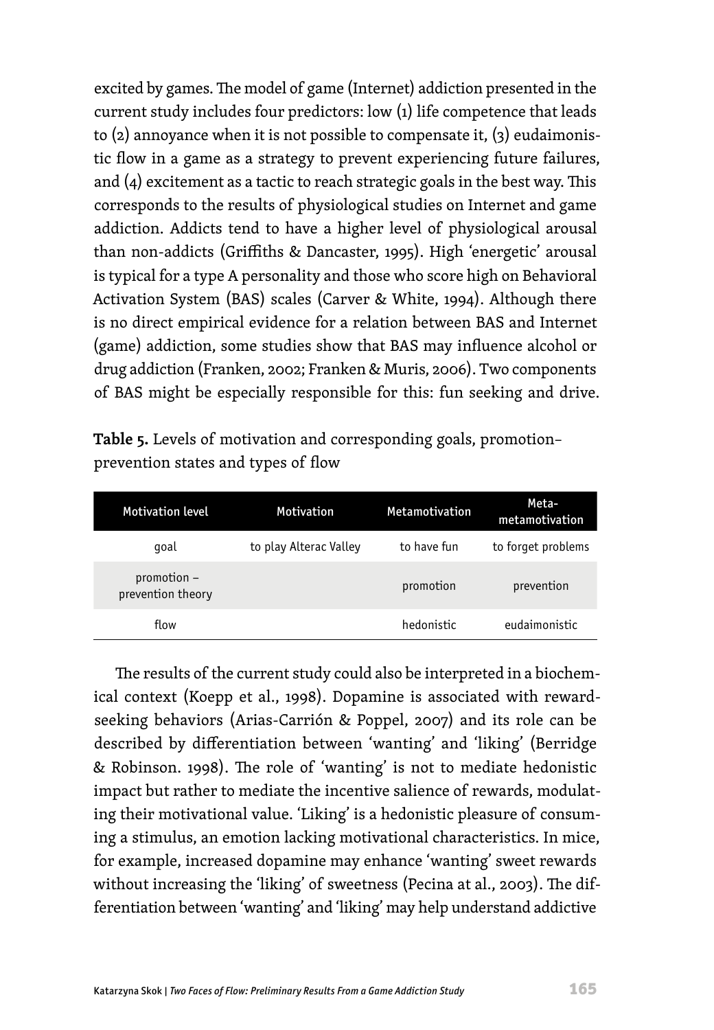excited by games. The model of game (Internet) addiction presented in the current study includes four predictors: low (1) life competence that leads to (2) annoyance when it is not possible to compensate it, (3) eudaimonistic flow in a game as a strategy to prevent experiencing future failures, and (4) excitement as a tactic to reach strategic goals in the best way. This corresponds to the results of physiological studies on Internet and game addiction. Addicts tend to have a higher level of physiological arousal than non-addicts (Griffiths & Dancaster, 1995). High 'energetic' arousal is typical for a type A personality and those who score high on Behavioral Activation System (BAS) scales (Carver & White, 1994). Although there is no direct empirical evidence for a relation between BAS and Internet (game) addiction, some studies show that BAS may influence alcohol or drug addiction (Franken, 2002; Franken & Muris, 2006). Two components of BAS might be especially responsible for this: fun seeking and drive.

**Table 5.** Levels of motivation and corresponding goals, promotion–prevention states and types of flow

| Motivation level | Motivation | Metamotivation | Meta-metamotivation |
|---|---|---|---|
| goal | to play Alterac Valley | to have fun | to forget problems |
| promotion – prevention theory | | promotion | prevention |
| flow | | hedonistic | eudaimonistic |

The results of the current study could also be interpreted in a biochemical context (Koepp et al., 1998). Dopamine is associated with reward-seeking behaviors (Arias-Carrión & Poppel, 2007) and its role can be described by differentiation between 'wanting' and 'liking' (Berridge & Robinson. 1998). The role of 'wanting' is not to mediate hedonistic impact but rather to mediate the incentive salience of rewards, modulating their motivational value. 'Liking' is a hedonistic pleasure of consuming a stimulus, an emotion lacking motivational characteristics. In mice, for example, increased dopamine may enhance 'wanting' sweet rewards without increasing the 'liking' of sweetness (Pecina at al., 2003). The differentiation between 'wanting' and 'liking' may help understand addictive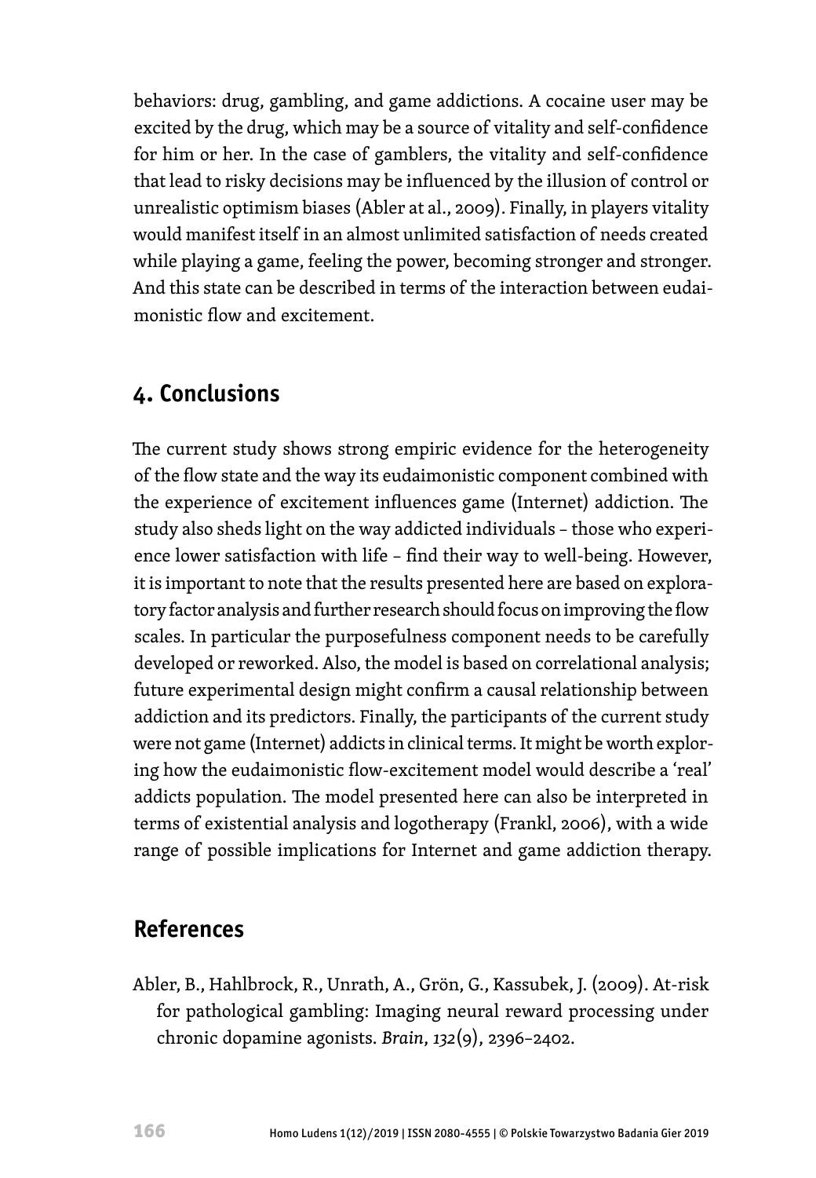behaviors: drug, gambling, and game addictions. A cocaine user may be excited by the drug, which may be a source of vitality and self-confidence for him or her. In the case of gamblers, the vitality and self-confidence that lead to risky decisions may be influenced by the illusion of control or unrealistic optimism biases (Abler at al., 2009). Finally, in players vitality would manifest itself in an almost unlimited satisfaction of needs created while playing a game, feeling the power, becoming stronger and stronger. And this state can be described in terms of the interaction between eudaimonistic flow and excitement.

## 4. Conclusions

The current study shows strong empiric evidence for the heterogeneity of the flow state and the way its eudaimonistic component combined with the experience of excitement influences game (Internet) addiction. The study also sheds light on the way addicted individuals – those who experience lower satisfaction with life – find their way to well-being. However, it is important to note that the results presented here are based on exploratory factor analysis and further research should focus on improving the flow scales. In particular the purposefulness component needs to be carefully developed or reworked. Also, the model is based on correlational analysis; future experimental design might confirm a causal relationship between addiction and its predictors. Finally, the participants of the current study were not game (Internet) addicts in clinical terms. It might be worth exploring how the eudaimonistic flow-excitement model would describe a 'real' addicts population. The model presented here can also be interpreted in terms of existential analysis and logotherapy (Frankl, 2006), with a wide range of possible implications for Internet and game addiction therapy.

## References

Abler, B., Hahlbrock, R., Unrath, A., Grön, G., Kassubek, J. (2009). At-risk for pathological gambling: Imaging neural reward processing under chronic dopamine agonists. *Brain*, *132*(9), 2396–2402.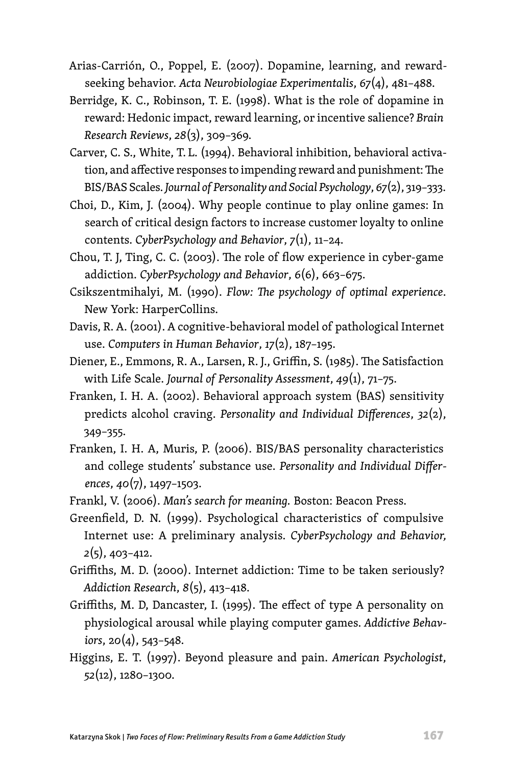Arias-Carrión, O., Poppel, E. (2007). Dopamine, learning, and reward-seeking behavior. *Acta Neurobiologiae Experimentalis*, *67*(4), 481–488.

Berridge, K. C., Robinson, T. E. (1998). What is the role of dopamine in reward: Hedonic impact, reward learning, or incentive salience? *Brain Research Reviews*, *28*(3), 309–369.

Carver, C. S., White, T. L. (1994). Behavioral inhibition, behavioral activation, and affective responses to impending reward and punishment: The BIS/BAS Scales. *Journal of Personality and Social Psychology*, *67*(2), 319–333.

Choi, D., Kim, J. (2004). Why people continue to play online games: In search of critical design factors to increase customer loyalty to online contents. *CyberPsychology and Behavior*, *7*(1), 11–24.

Chou, T. J, Ting, C. C. (2003). The role of flow experience in cyber-game addiction. *CyberPsychology and Behavior*, *6*(6), 663–675.

Csikszentmihalyi, M. (1990). *Flow: The psychology of optimal experience*. New York: HarperCollins.

Davis, R. A. (2001). A cognitive-behavioral model of pathological Internet use. *Computers in Human Behavior*, *17*(2), 187–195.

Diener, E., Emmons, R. A., Larsen, R. J., Griffin, S. (1985). The Satisfaction with Life Scale. *Journal of Personality Assessment*, *49*(1), 71–75.

Franken, I. H. A. (2002). Behavioral approach system (BAS) sensitivity predicts alcohol craving. *Personality and Individual Differences*, *32*(2), 349–355.

Franken, I. H. A, Muris, P. (2006). BIS/BAS personality characteristics and college students' substance use. *Personality and Individual Differences*, *40*(7), 1497–1503.

Frankl, V. (2006). *Man's search for meaning.* Boston: Beacon Press.

Greenfield, D. N. (1999). Psychological characteristics of compulsive Internet use: A preliminary analysis. *CyberPsychology and Behavior, 2*(5), 403–412.

Griffiths, M. D. (2000). Internet addiction: Time to be taken seriously? *Addiction Research*, *8*(5), 413–418.

Griffiths, M. D, Dancaster, I. (1995). The effect of type A personality on physiological arousal while playing computer games. *Addictive Behaviors*, 20(4), 543–548.

Higgins, E. T. (1997). Beyond pleasure and pain. *American Psychologist*, *52*(12), 1280–1300.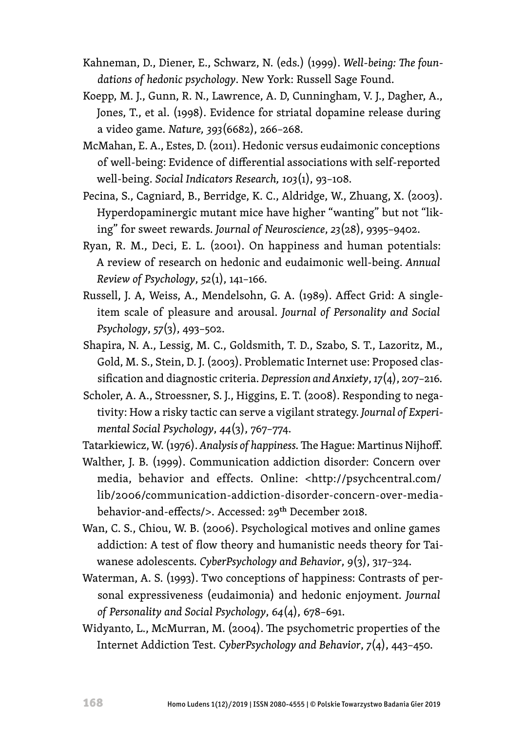Kahneman, D., Diener, E., Schwarz, N. (eds.) (1999). *Well-being: The foundations of hedonic psychology*. New York: Russell Sage Found.

Koepp, M. J., Gunn, R. N., Lawrence, A. D, Cunningham, V. J., Dagher, A., Jones, T., et al. (1998). Evidence for striatal dopamine release during a video game. *Nature, 393*(6682), 266–268.

McMahan, E. A., Estes, D. (2011). Hedonic versus eudaimonic conceptions of well-being: Evidence of differential associations with self-reported well-being. *Social Indicators Research, 103*(1), 93–108.

Pecina, S., Cagniard, B., Berridge, K. C., Aldridge, W., Zhuang, X. (2003). Hyperdopaminergic mutant mice have higher "wanting" but not "liking" for sweet rewards. *Journal of Neuroscience*, *23*(28), 9395–9402.

Ryan, R. M., Deci, E. L. (2001). On happiness and human potentials: A review of research on hedonic and eudaimonic well-being. *Annual Review of Psychology*, *52*(1), 141–166.

Russell, J. A, Weiss, A., Mendelsohn, G. A. (1989). Affect Grid: A single-item scale of pleasure and arousal. *Journal of Personality and Social Psychology*, *57*(3), 493–502.

Shapira, N. A., Lessig, M. C., Goldsmith, T. D., Szabo, S. T., Lazoritz, M., Gold, M. S., Stein, D. J. (2003). Problematic Internet use: Proposed classification and diagnostic criteria. *Depression and Anxiety*, *17*(4), 207–216.

Scholer, A. A., Stroessner, S. J., Higgins, E. T. (2008). Responding to negativity: How a risky tactic can serve a vigilant strategy. *Journal of Experimental Social Psychology*, *44*(3), 767–774.

Tatarkiewicz, W. (1976). *Analysis of happiness*. The Hague: Martinus Nijhoff.

Walther, J. B. (1999). Communication addiction disorder: Concern over media, behavior and effects. Online: <http://psychcentral.com/lib/2006/communication-addiction-disorder-concern-over-media-behavior-and-effects/>. Accessed: 29th December 2018.

Wan, C. S., Chiou, W. B. (2006). Psychological motives and online games addiction: A test of flow theory and humanistic needs theory for Taiwanese adolescents. *CyberPsychology and Behavior*, *9*(3), 317–324.

Waterman, A. S. (1993). Two conceptions of happiness: Contrasts of personal expressiveness (eudaimonia) and hedonic enjoyment. *Journal of Personality and Social Psychology*, *64*(4), 678–691.

Widyanto, L., McMurran, M. (2004). The psychometric properties of the Internet Addiction Test. *CyberPsychology and Behavior*, *7*(4), 443–450.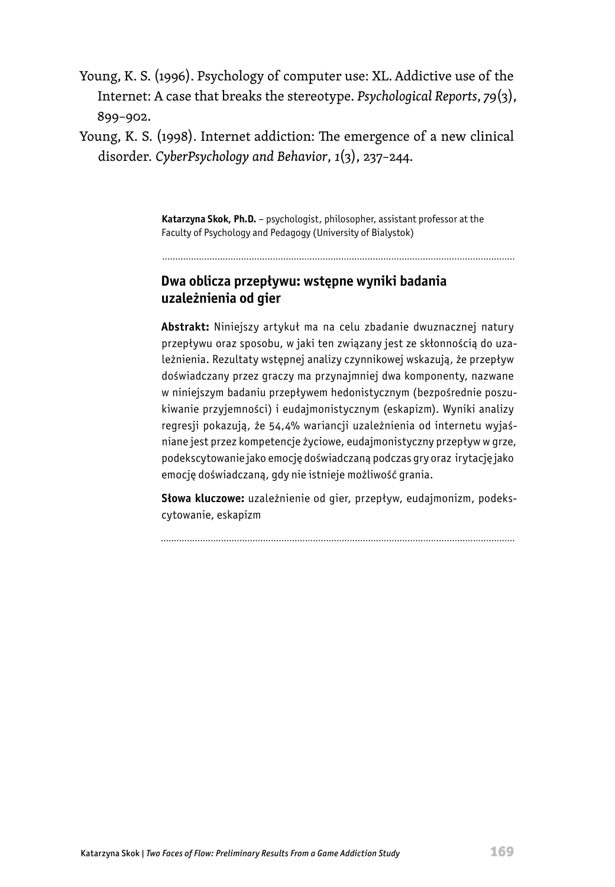Young, K. S. (1996). Psychology of computer use: XL. Addictive use of the Internet: A case that breaks the stereotype. *Psychological Reports*, *79*(3), 899–902.

Young, K. S. (1998). Internet addiction: The emergence of a new clinical disorder. *CyberPsychology and Behavior*, *1*(3), 237–244.

**Katarzyna Skok, Ph.D.** – psychologist, philosopher, assistant professor at the Faculty of Psychology and Pedagogy (University of Bialystok)

## Dwa oblicza przepływu: wstępne wyniki badania uzależnienia od gier

**Abstrakt:** Niniejszy artykuł ma na celu zbadanie dwuznacznej natury przepływu oraz sposobu, w jaki ten związany jest ze skłonnością do uzależnienia. Rezultaty wstępnej analizy czynnikowej wskazują, że przepływ doświadczany przez graczy ma przynajmniej dwa komponenty, nazwane w niniejszym badaniu przepływem hedonistycznym (bezpośrednie poszukiwanie przyjemności) i eudajmonistycznym (eskapizm). Wyniki analizy regresji pokazują, że 54,4% wariancji uzależnienia od internetu wyjaśniane jest przez kompetencje życiowe, eudajmonistyczny przepływ w grze, podekscytowanie jako emocję doświadczaną podczas gry oraz irytację jako emocję doświadczaną, gdy nie istnieje możliwość grania.

**Słowa kluczowe:** uzależnienie od gier, przepływ, eudajmonizm, podekscytowanie, eskapizm